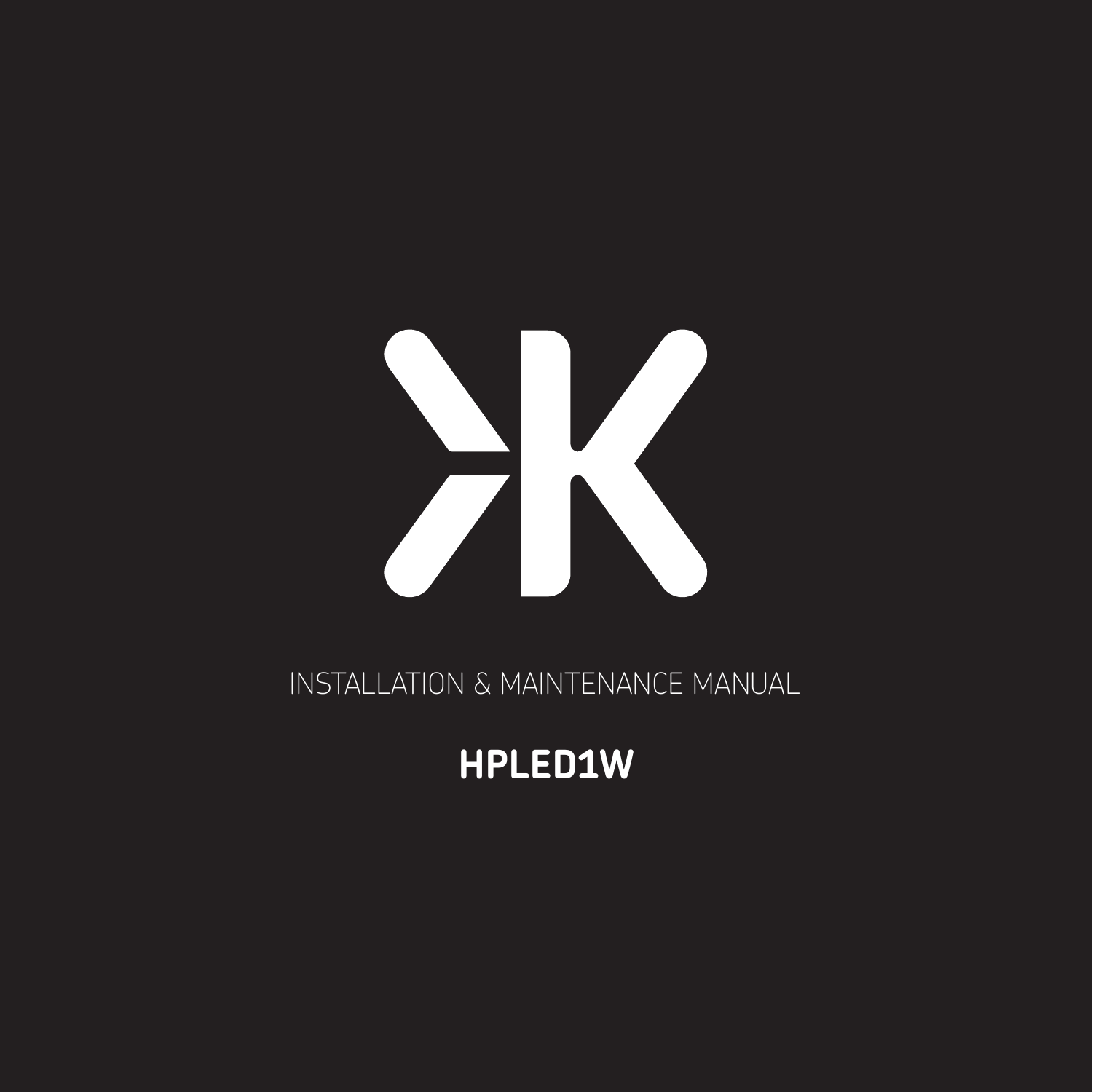INSTALLATION & MAINTENANCE MANUAL

# HPLED1W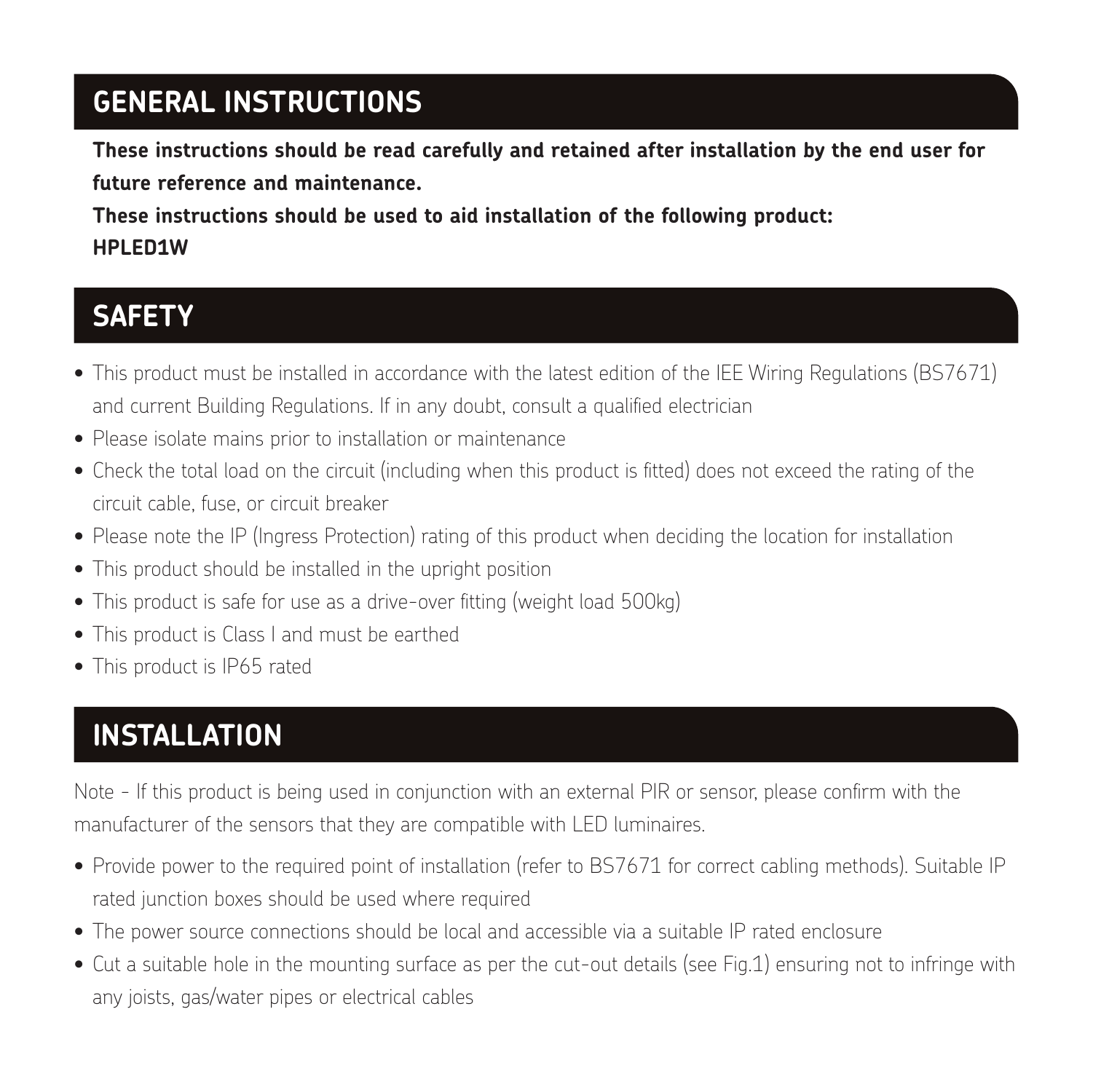## GENERAL INSTRUCTIONS

**These instructions should be read carefully and retained after installation by the end user for future reference and maintenance.**

**These instructions should be used to aid installation of the following product:**
**HPLED1W**

## SAFETY

- This product must be installed in accordance with the latest edition of the IEE Wiring Regulations (BS7671) and current Building Regulations. If in any doubt, consult a qualified electrician
- Please isolate mains prior to installation or maintenance
- Check the total load on the circuit (including when this product is fitted) does not exceed the rating of the circuit cable, fuse, or circuit breaker
- Please note the IP (Ingress Protection) rating of this product when deciding the location for installation
- This product should be installed in the upright position
- This product is safe for use as a drive-over fitting (weight load 500kg)
- This product is Class I and must be earthed
- This product is IP65 rated

## INSTALLATION

Note - If this product is being used in conjunction with an external PIR or sensor, please confirm with the manufacturer of the sensors that they are compatible with LED luminaires.

- Provide power to the required point of installation (refer to BS7671 for correct cabling methods). Suitable IP rated junction boxes should be used where required
- The power source connections should be local and accessible via a suitable IP rated enclosure
- Cut a suitable hole in the mounting surface as per the cut-out details (see Fig.1) ensuring not to infringe with any joists, gas/water pipes or electrical cables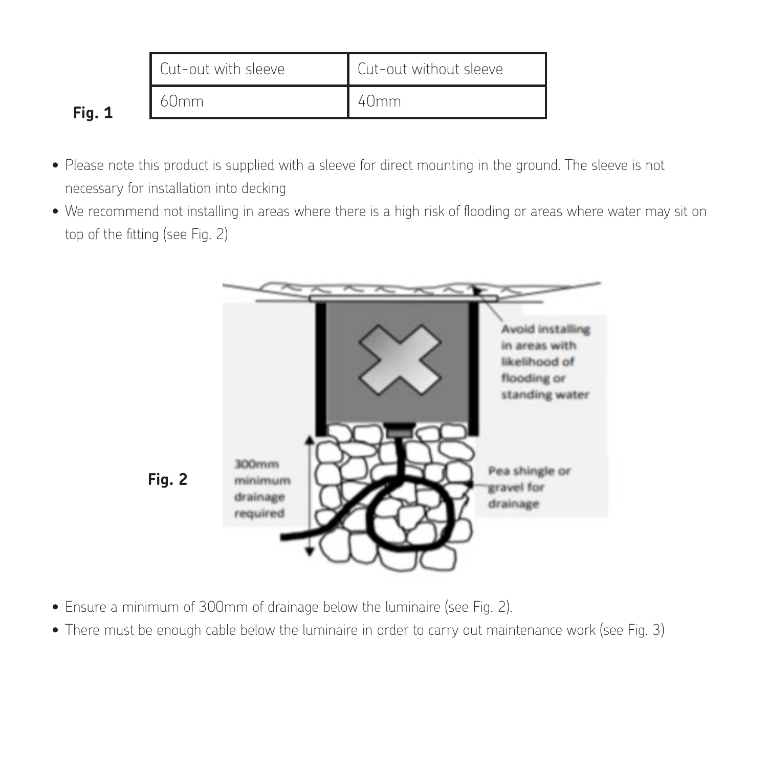**Fig. 1**

| Cut-out with sleeve | Cut-out without sleeve |
|---|---|
| 60mm | 40mm |

- Please note this product is supplied with a sleeve for direct mounting in the ground. The sleeve is not necessary for installation into decking
- We recommend not installing in areas where there is a high risk of flooding or areas where water may sit on top of the fitting (see Fig. 2)

**Fig. 2**

- Ensure a minimum of 300mm of drainage below the luminaire (see Fig. 2).
- There must be enough cable below the luminaire in order to carry out maintenance work (see Fig. 3)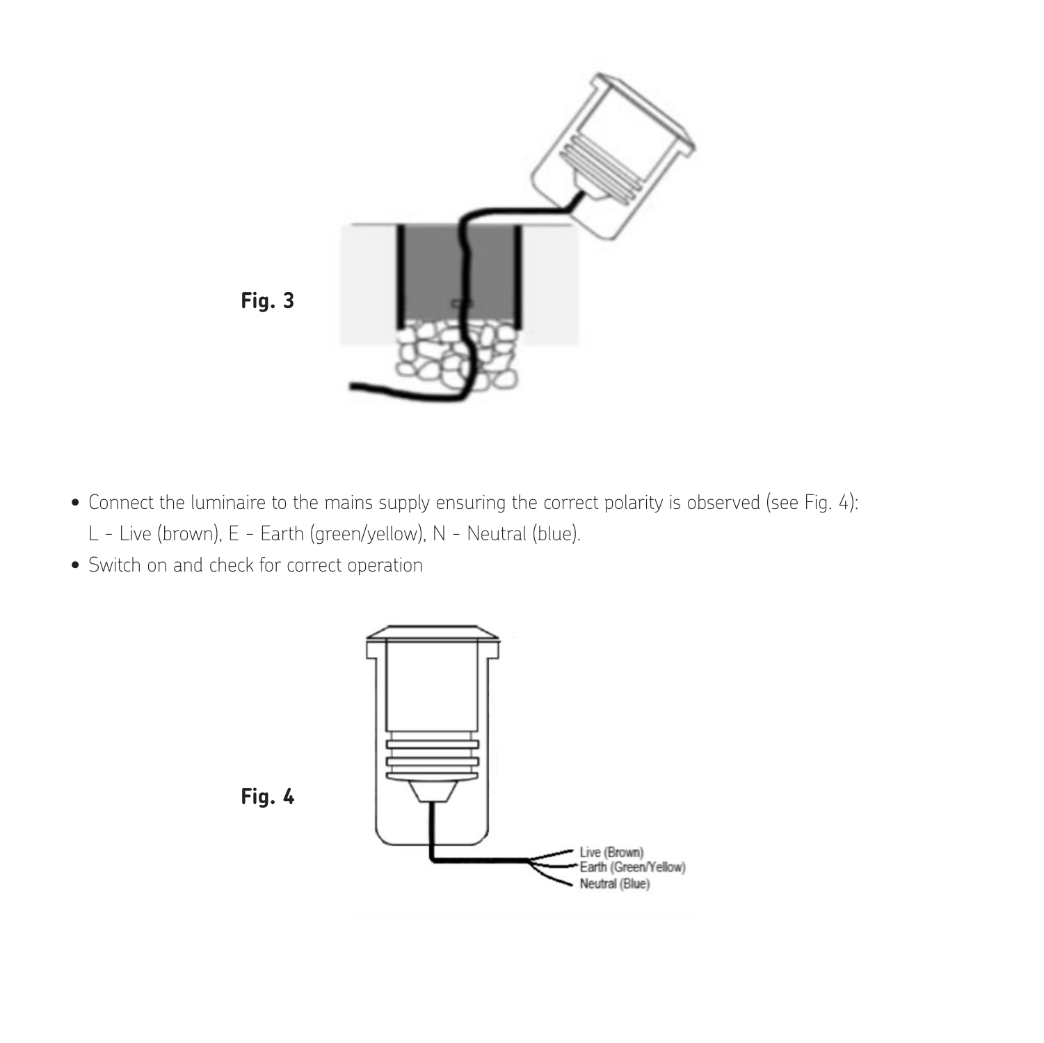**Fig. 3**

- Connect the luminaire to the mains supply ensuring the correct polarity is observed (see Fig. 4):
  L - Live (brown), E - Earth (green/yellow), N - Neutral (blue).
- Switch on and check for correct operation

**Fig. 4**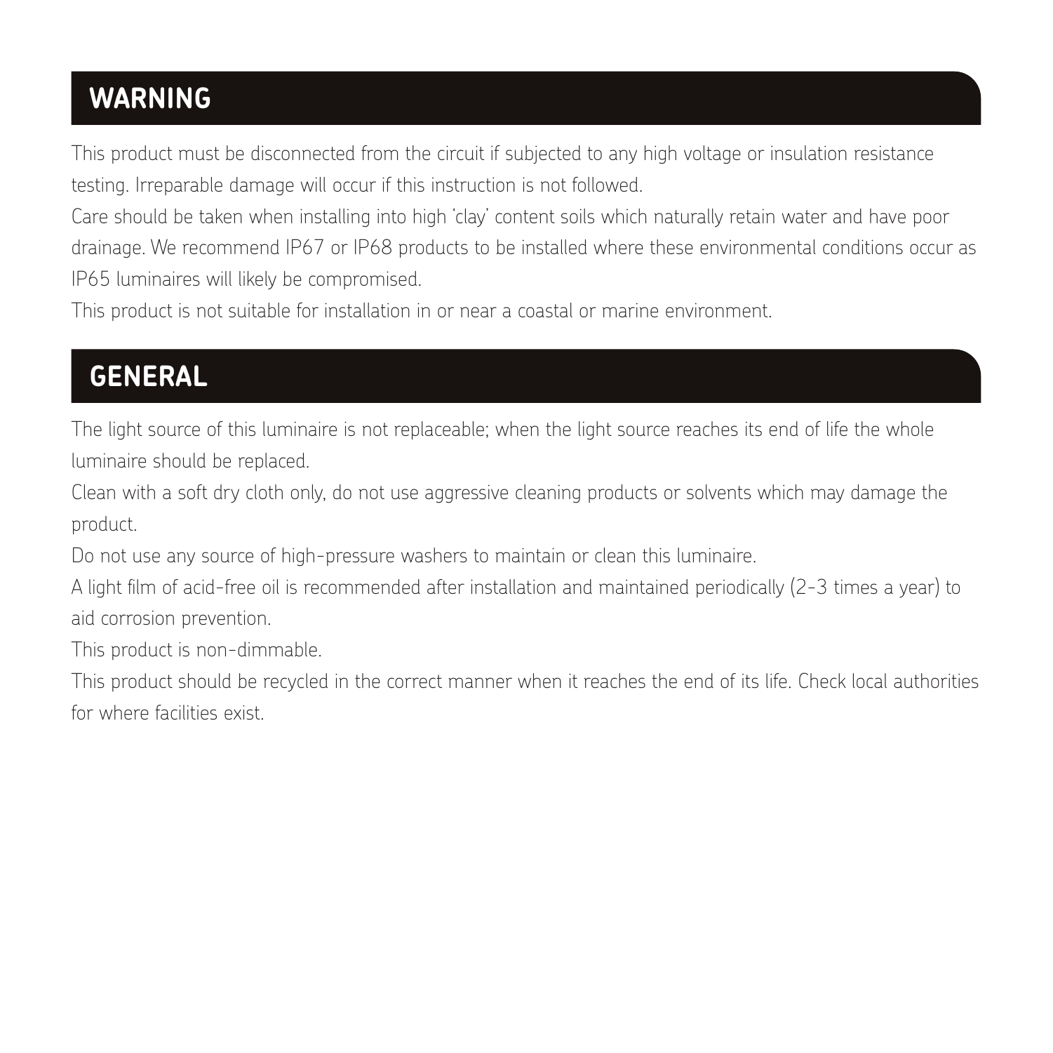## WARNING

This product must be disconnected from the circuit if subjected to any high voltage or insulation resistance testing. Irreparable damage will occur if this instruction is not followed.

Care should be taken when installing into high 'clay' content soils which naturally retain water and have poor drainage. We recommend IP67 or IP68 products to be installed where these environmental conditions occur as IP65 luminaires will likely be compromised.

This product is not suitable for installation in or near a coastal or marine environment.

## GENERAL

The light source of this luminaire is not replaceable; when the light source reaches its end of life the whole luminaire should be replaced.

Clean with a soft dry cloth only, do not use aggressive cleaning products or solvents which may damage the product.

Do not use any source of high-pressure washers to maintain or clean this luminaire.

A light film of acid-free oil is recommended after installation and maintained periodically (2-3 times a year) to aid corrosion prevention.

This product is non-dimmable.

This product should be recycled in the correct manner when it reaches the end of its life. Check local authorities for where facilities exist.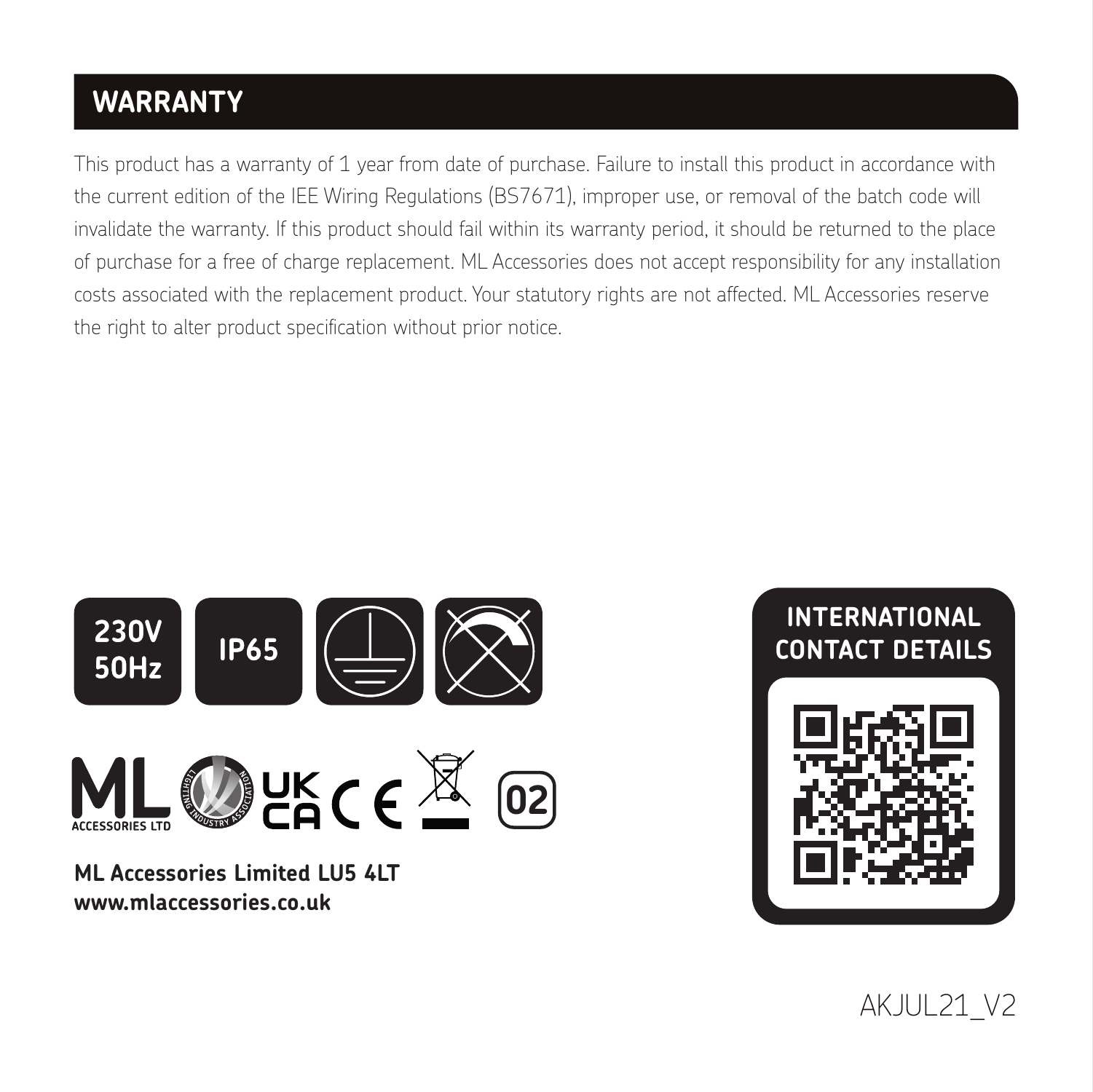## WARRANTY

This product has a warranty of 1 year from date of purchase. Failure to install this product in accordance with the current edition of the IEE Wiring Regulations (BS7671), improper use, or removal of the batch code will invalidate the warranty. If this product should fail within its warranty period, it should be returned to the place of purchase for a free of charge replacement. ML Accessories does not accept responsibility for any installation costs associated with the replacement product. Your statutory rights are not affected. ML Accessories reserve the right to alter product specification without prior notice.

230V
50Hz

IP65

ML ACCESSORIES LTD

LIGHTING INDUSTRY ASSOCIATION

UK CA

CE

02

**ML Accessories Limited LU5 4LT**
**www.mlaccessories.co.uk**

**INTERNATIONAL CONTACT DETAILS**

AKJUL21_V2